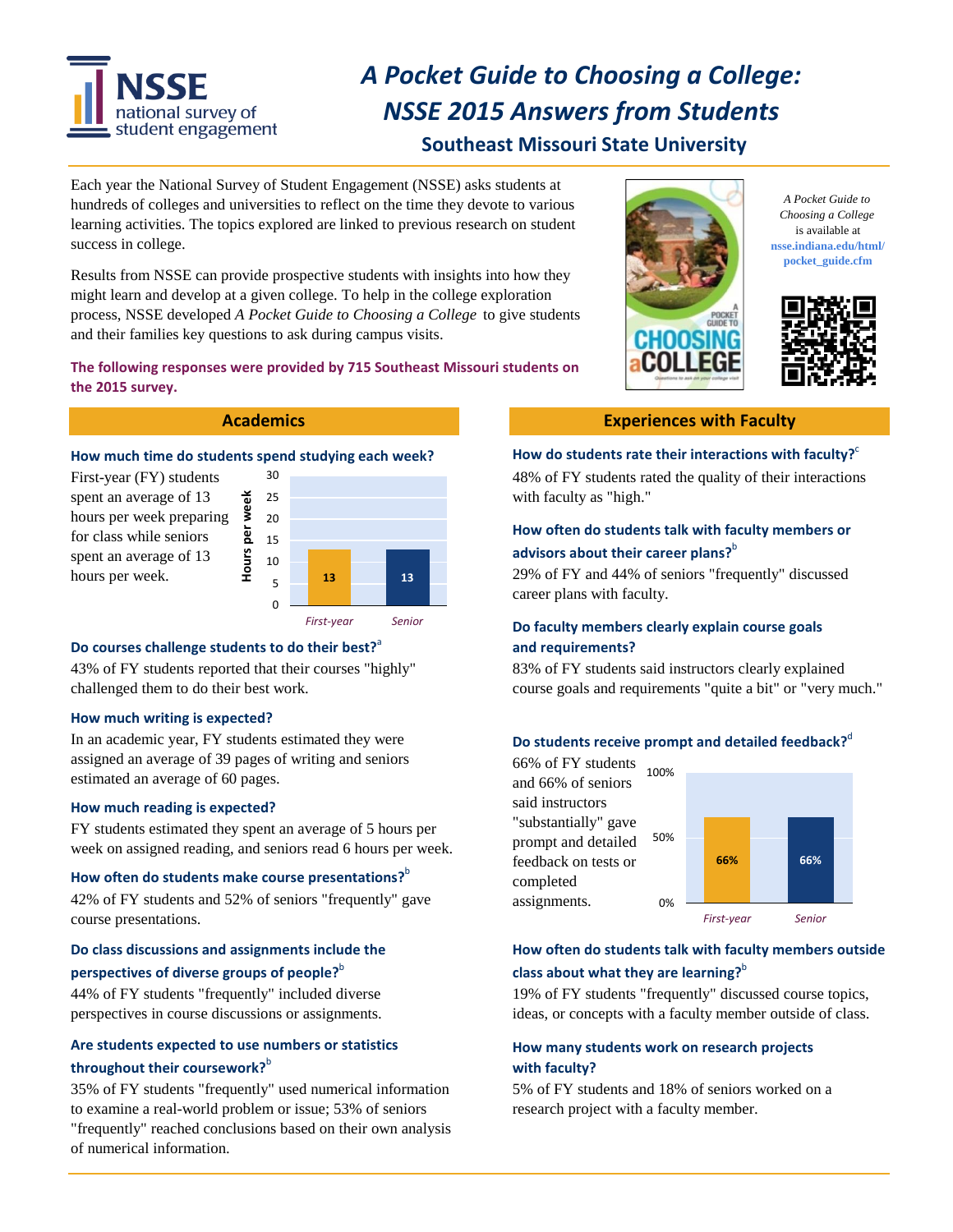# A Pocket Guide to Choosing a College: NSSE 2015 Answers from Students

## Southeast Missouri State University

Each year the National Survey of Student Engagement (NSSE) asks students at hundreds of colleges and universities to reflect on the time they devote to various learning activities. The topics explored are linked to previous research on student success in college.

Results from NSSE can provide prospective students with insights into how they might learn and develop at a given college. To help in the college exploration process, NSSE developed *A Pocket Guide to Choosing a College* to give students and their families key questions to ask during campus visits.

*A Pocket Guide to Choosing a College* is available at **nsse.indiana.edu/html/pocket_guide.cfm**

**The following responses were provided by 715 Southeast Missouri students on the 2015 survey.**

## Academics

### How much time do students spend studying each week?

First-year (FY) students spent an average of 13 hours per week preparing for class while seniors spent an average of 13 hours per week.

| | Hours per week |
|---|---|
| First-year | 13 |
| Senior | 13 |

### Do courses challenge students to do their best?[a]

43% of FY students reported that their courses "highly" challenged them to do their best work.

### How much writing is expected?

In an academic year, FY students estimated they were assigned an average of 39 pages of writing and seniors estimated an average of 60 pages.

### How much reading is expected?

FY students estimated they spent an average of 5 hours per week on assigned reading, and seniors read 6 hours per week.

### How often do students make course presentations?[b]

42% of FY students and 52% of seniors "frequently" gave course presentations.

### Do class discussions and assignments include the perspectives of diverse groups of people?[b]

44% of FY students "frequently" included diverse perspectives in course discussions or assignments.

### Are students expected to use numbers or statistics throughout their coursework?[b]

35% of FY students "frequently" used numerical information to examine a real-world problem or issue; 53% of seniors "frequently" reached conclusions based on their own analysis of numerical information.

## Experiences with Faculty

### How do students rate their interactions with faculty?[c]

48% of FY students rated the quality of their interactions with faculty as "high."

### How often do students talk with faculty members or advisors about their career plans?[b]

29% of FY and 44% of seniors "frequently" discussed career plans with faculty.

### Do faculty members clearly explain course goals and requirements?

83% of FY students said instructors clearly explained course goals and requirements "quite a bit" or "very much."

### Do students receive prompt and detailed feedback?[d]

66% of FY students and 66% of seniors said instructors "substantially" gave prompt and detailed feedback on tests or completed assignments.

| | Percent |
|---|---|
| First-year | 66% |
| Senior | 66% |

### How often do students talk with faculty members outside class about what they are learning?[b]

19% of FY students "frequently" discussed course topics, ideas, or concepts with a faculty member outside of class.

### How many students work on research projects with faculty?

5% of FY students and 18% of seniors worked on a research project with a faculty member.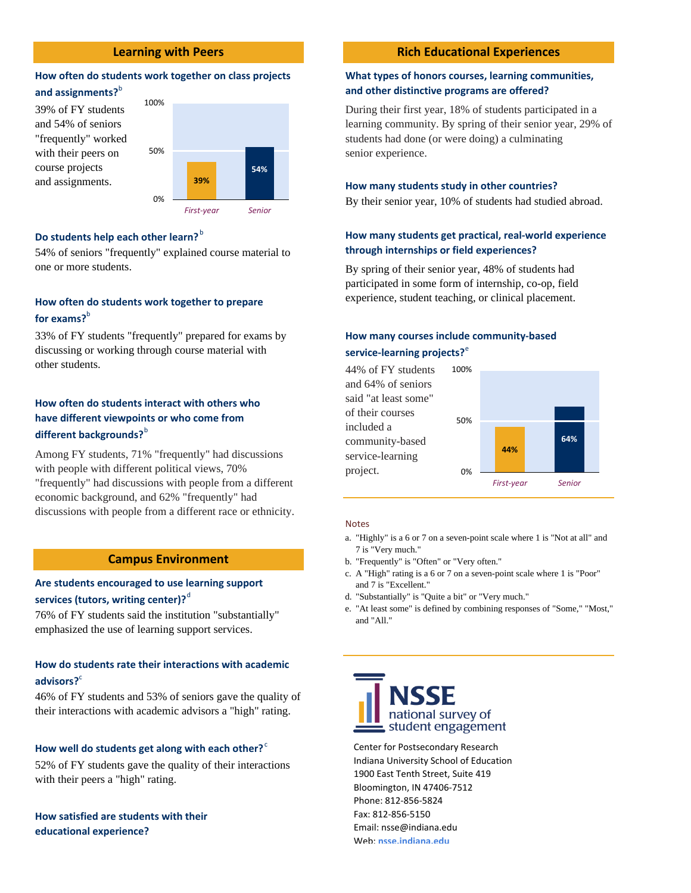## Learning with Peers

### How often do students work together on class projects and assignments?[b]

39% of FY students and 54% of seniors "frequently" worked with their peers on course projects and assignments.

100%
50%
0%
39%
54%
First-year
Senior

### Do students help each other learn?[b]

54% of seniors "frequently" explained course material to one or more students.

### How often do students work together to prepare for exams?[b]

33% of FY students "frequently" prepared for exams by discussing or working through course material with other students.

### How often do students interact with others who have different viewpoints or who come from different backgrounds?[b]

Among FY students, 71% "frequently" had discussions with people with different political views, 70% "frequently" had discussions with people from a different economic background, and 62% "frequently" had discussions with people from a different race or ethnicity.

## Campus Environment

### Are students encouraged to use learning support services (tutors, writing center)?[d]

76% of FY students said the institution "substantially" emphasized the use of learning support services.

### How do students rate their interactions with academic advisors?[c]

46% of FY students and 53% of seniors gave the quality of their interactions with academic advisors a "high" rating.

### How well do students get along with each other?[c]

52% of FY students gave the quality of their interactions with their peers a "high" rating.

### How satisfied are students with their educational experience?

## Rich Educational Experiences

### What types of honors courses, learning communities, and other distinctive programs are offered?

During their first year, 18% of students participated in a learning community. By spring of their senior year, 29% of students had done (or were doing) a culminating senior experience.

### How many students study in other countries?

By their senior year, 10% of students had studied abroad.

### How many students get practical, real-world experience through internships or field experiences?

By spring of their senior year, 48% of students had participated in some form of internship, co-op, field experience, student teaching, or clinical placement.

### How many courses include community-based service-learning projects?[e]

44% of FY students and 64% of seniors said "at least some" of their courses included a community-based service-learning project.

100%
50%
0%
44%
64%
First-year
Senior

Notes

a. "Highly" is a 6 or 7 on a seven-point scale where 1 is "Not at all" and 7 is "Very much."
b. "Frequently" is "Often" or "Very often."
c. A "High" rating is a 6 or 7 on a seven-point scale where 1 is "Poor" and 7 is "Excellent."
d. "Substantially" is "Quite a bit" or "Very much."
e. "At least some" is defined by combining responses of "Some," "Most," and "All."

NSSE
national survey of student engagement

Center for Postsecondary Research
Indiana University School of Education
1900 East Tenth Street, Suite 419
Bloomington, IN 47406-7512
Phone: 812-856-5824
Fax: 812-856-5150
Email: nsse@indiana.edu
Web: nsse.indiana.edu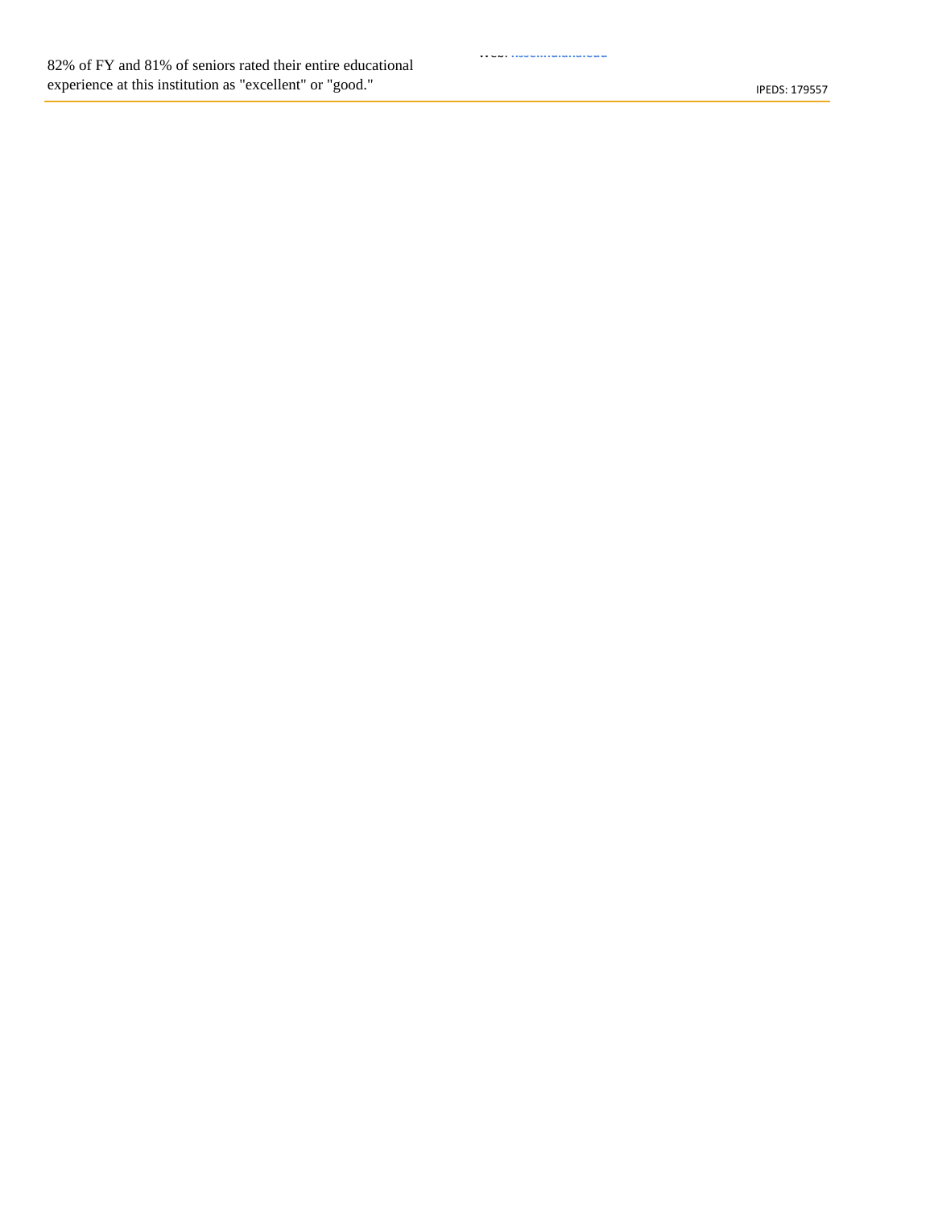82% of FY and 81% of seniors rated their entire educational experience at this institution as "excellent" or "good."

IPEDS: 179557